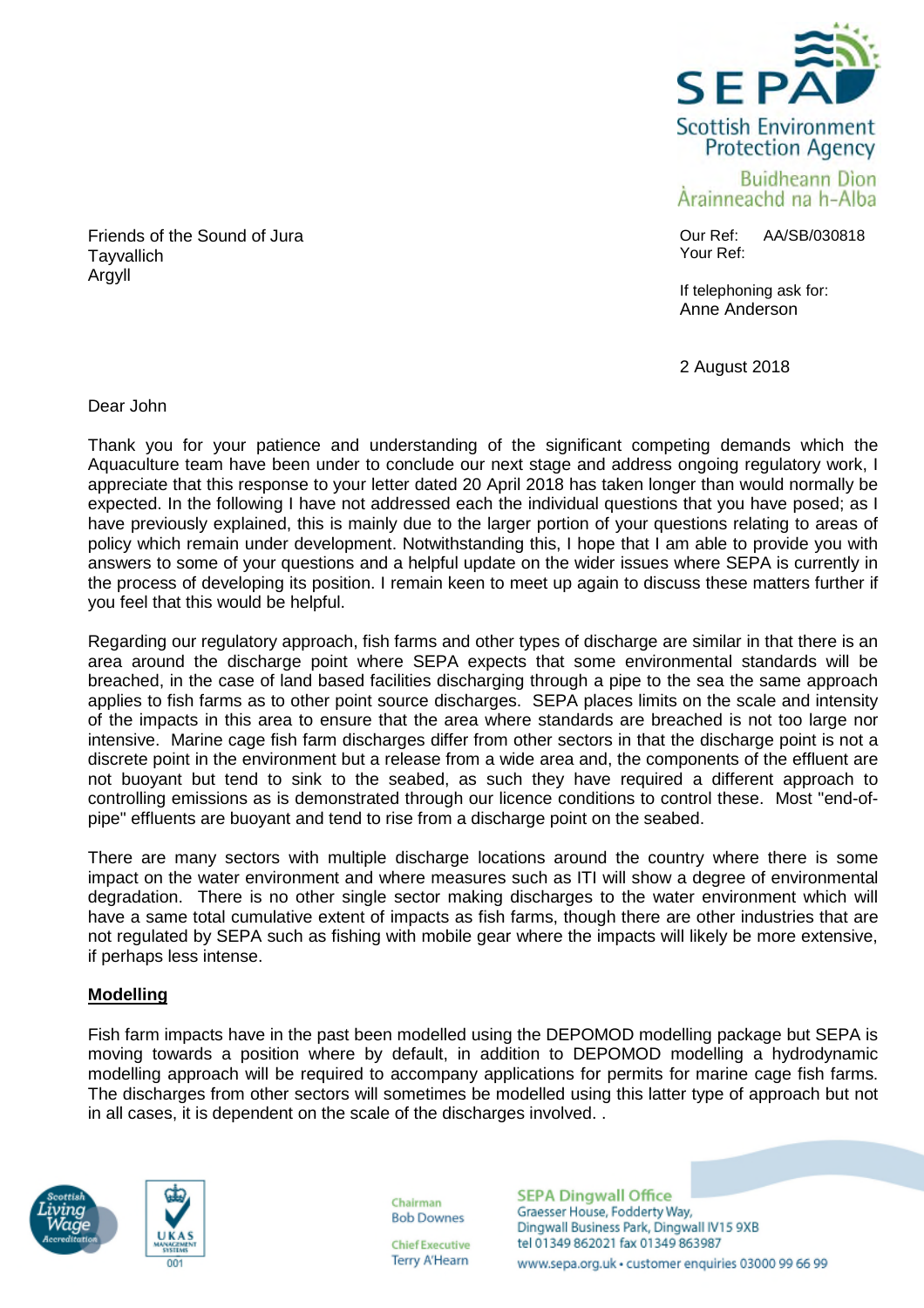SEPA
Scottish Environment Protection Agency
Buidheann Dìon Àrainneachd na h-Alba

Friends of the Sound of Jura
Tayvallich
Argyll

Our Ref: AA/SB/030818
Your Ref:

If telephoning ask for:
Anne Anderson

2 August 2018

Dear John

Thank you for your patience and understanding of the significant competing demands which the Aquaculture team have been under to conclude our next stage and address ongoing regulatory work, I appreciate that this response to your letter dated 20 April 2018 has taken longer than would normally be expected. In the following I have not addressed each the individual questions that you have posed; as I have previously explained, this is mainly due to the larger portion of your questions relating to areas of policy which remain under development. Notwithstanding this, I hope that I am able to provide you with answers to some of your questions and a helpful update on the wider issues where SEPA is currently in the process of developing its position. I remain keen to meet up again to discuss these matters further if you feel that this would be helpful.

Regarding our regulatory approach, fish farms and other types of discharge are similar in that there is an area around the discharge point where SEPA expects that some environmental standards will be breached, in the case of land based facilities discharging through a pipe to the sea the same approach applies to fish farms as to other point source discharges. SEPA places limits on the scale and intensity of the impacts in this area to ensure that the area where standards are breached is not too large nor intensive. Marine cage fish farm discharges differ from other sectors in that the discharge point is not a discrete point in the environment but a release from a wide area and, the components of the effluent are not buoyant but tend to sink to the seabed, as such they have required a different approach to controlling emissions as is demonstrated through our licence conditions to control these. Most "end-of-pipe" effluents are buoyant and tend to rise from a discharge point on the seabed.

There are many sectors with multiple discharge locations around the country where there is some impact on the water environment and where measures such as ITI will show a degree of environmental degradation. There is no other single sector making discharges to the water environment which will have a same total cumulative extent of impacts as fish farms, though there are other industries that are not regulated by SEPA such as fishing with mobile gear where the impacts will likely be more extensive, if perhaps less intense.

**Modelling**

Fish farm impacts have in the past been modelled using the DEPOMOD modelling package but SEPA is moving towards a position where by default, in addition to DEPOMOD modelling a hydrodynamic modelling approach will be required to accompany applications for permits for marine cage fish farms. The discharges from other sectors will sometimes be modelled using this latter type of approach but not in all cases, it is dependent on the scale of the discharges involved. .

Scottish Living Wage Accreditation | UKAS Management Systems 001

Chairman
Bob Downes

Chief Executive
Terry A'Hearn

SEPA Dingwall Office
Graesser House, Fodderty Way,
Dingwall Business Park, Dingwall IV15 9XB
tel 01349 862021 fax 01349 863987
www.sepa.org.uk • customer enquiries 03000 99 66 99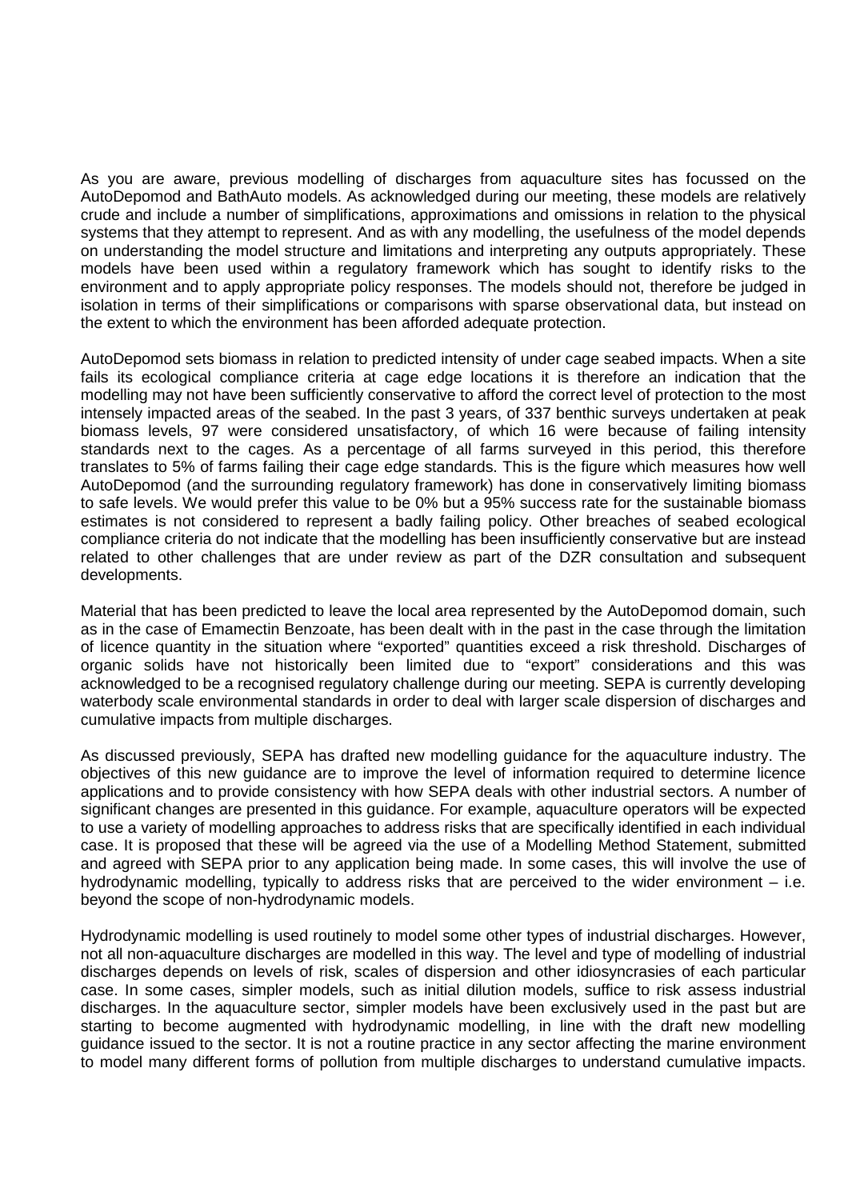As you are aware, previous modelling of discharges from aquaculture sites has focussed on the AutoDepomod and BathAuto models. As acknowledged during our meeting, these models are relatively crude and include a number of simplifications, approximations and omissions in relation to the physical systems that they attempt to represent. And as with any modelling, the usefulness of the model depends on understanding the model structure and limitations and interpreting any outputs appropriately. These models have been used within a regulatory framework which has sought to identify risks to the environment and to apply appropriate policy responses. The models should not, therefore be judged in isolation in terms of their simplifications or comparisons with sparse observational data, but instead on the extent to which the environment has been afforded adequate protection.

AutoDepomod sets biomass in relation to predicted intensity of under cage seabed impacts. When a site fails its ecological compliance criteria at cage edge locations it is therefore an indication that the modelling may not have been sufficiently conservative to afford the correct level of protection to the most intensely impacted areas of the seabed. In the past 3 years, of 337 benthic surveys undertaken at peak biomass levels, 97 were considered unsatisfactory, of which 16 were because of failing intensity standards next to the cages. As a percentage of all farms surveyed in this period, this therefore translates to 5% of farms failing their cage edge standards. This is the figure which measures how well AutoDepomod (and the surrounding regulatory framework) has done in conservatively limiting biomass to safe levels. We would prefer this value to be 0% but a 95% success rate for the sustainable biomass estimates is not considered to represent a badly failing policy. Other breaches of seabed ecological compliance criteria do not indicate that the modelling has been insufficiently conservative but are instead related to other challenges that are under review as part of the DZR consultation and subsequent developments.

Material that has been predicted to leave the local area represented by the AutoDepomod domain, such as in the case of Emamectin Benzoate, has been dealt with in the past in the case through the limitation of licence quantity in the situation where "exported" quantities exceed a risk threshold. Discharges of organic solids have not historically been limited due to "export" considerations and this was acknowledged to be a recognised regulatory challenge during our meeting. SEPA is currently developing waterbody scale environmental standards in order to deal with larger scale dispersion of discharges and cumulative impacts from multiple discharges.

As discussed previously, SEPA has drafted new modelling guidance for the aquaculture industry. The objectives of this new guidance are to improve the level of information required to determine licence applications and to provide consistency with how SEPA deals with other industrial sectors. A number of significant changes are presented in this guidance. For example, aquaculture operators will be expected to use a variety of modelling approaches to address risks that are specifically identified in each individual case. It is proposed that these will be agreed via the use of a Modelling Method Statement, submitted and agreed with SEPA prior to any application being made. In some cases, this will involve the use of hydrodynamic modelling, typically to address risks that are perceived to the wider environment – i.e. beyond the scope of non-hydrodynamic models.

Hydrodynamic modelling is used routinely to model some other types of industrial discharges. However, not all non-aquaculture discharges are modelled in this way. The level and type of modelling of industrial discharges depends on levels of risk, scales of dispersion and other idiosyncrasies of each particular case. In some cases, simpler models, such as initial dilution models, suffice to risk assess industrial discharges. In the aquaculture sector, simpler models have been exclusively used in the past but are starting to become augmented with hydrodynamic modelling, in line with the draft new modelling guidance issued to the sector. It is not a routine practice in any sector affecting the marine environment to model many different forms of pollution from multiple discharges to understand cumulative impacts.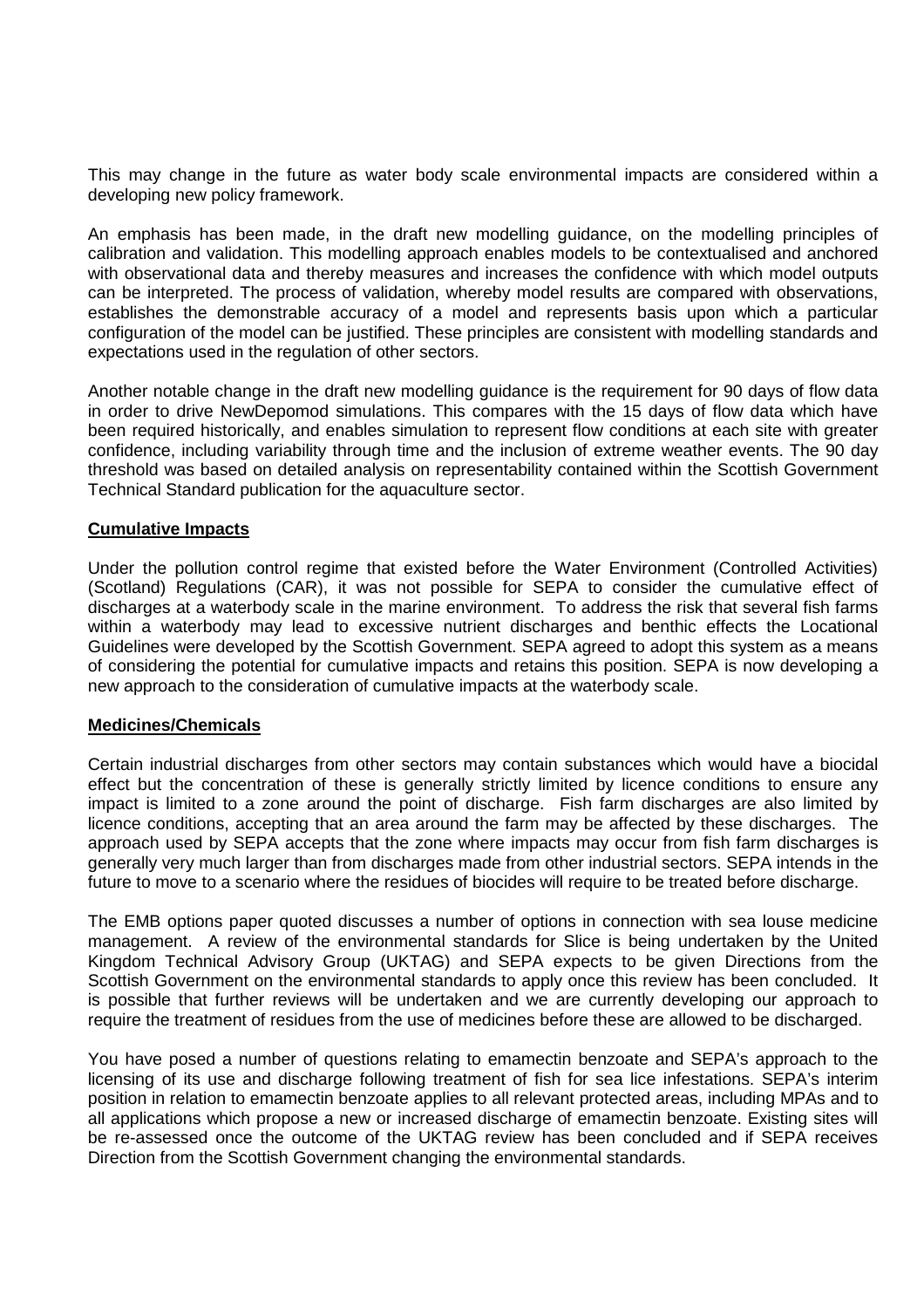This may change in the future as water body scale environmental impacts are considered within a developing new policy framework.

An emphasis has been made, in the draft new modelling guidance, on the modelling principles of calibration and validation. This modelling approach enables models to be contextualised and anchored with observational data and thereby measures and increases the confidence with which model outputs can be interpreted. The process of validation, whereby model results are compared with observations, establishes the demonstrable accuracy of a model and represents basis upon which a particular configuration of the model can be justified. These principles are consistent with modelling standards and expectations used in the regulation of other sectors.

Another notable change in the draft new modelling guidance is the requirement for 90 days of flow data in order to drive NewDepomod simulations. This compares with the 15 days of flow data which have been required historically, and enables simulation to represent flow conditions at each site with greater confidence, including variability through time and the inclusion of extreme weather events. The 90 day threshold was based on detailed analysis on representability contained within the Scottish Government Technical Standard publication for the aquaculture sector.

**Cumulative Impacts**

Under the pollution control regime that existed before the Water Environment (Controlled Activities) (Scotland) Regulations (CAR), it was not possible for SEPA to consider the cumulative effect of discharges at a waterbody scale in the marine environment. To address the risk that several fish farms within a waterbody may lead to excessive nutrient discharges and benthic effects the Locational Guidelines were developed by the Scottish Government. SEPA agreed to adopt this system as a means of considering the potential for cumulative impacts and retains this position. SEPA is now developing a new approach to the consideration of cumulative impacts at the waterbody scale.

**Medicines/Chemicals**

Certain industrial discharges from other sectors may contain substances which would have a biocidal effect but the concentration of these is generally strictly limited by licence conditions to ensure any impact is limited to a zone around the point of discharge. Fish farm discharges are also limited by licence conditions, accepting that an area around the farm may be affected by these discharges. The approach used by SEPA accepts that the zone where impacts may occur from fish farm discharges is generally very much larger than from discharges made from other industrial sectors. SEPA intends in the future to move to a scenario where the residues of biocides will require to be treated before discharge.

The EMB options paper quoted discusses a number of options in connection with sea louse medicine management. A review of the environmental standards for Slice is being undertaken by the United Kingdom Technical Advisory Group (UKTAG) and SEPA expects to be given Directions from the Scottish Government on the environmental standards to apply once this review has been concluded. It is possible that further reviews will be undertaken and we are currently developing our approach to require the treatment of residues from the use of medicines before these are allowed to be discharged.

You have posed a number of questions relating to emamectin benzoate and SEPA's approach to the licensing of its use and discharge following treatment of fish for sea lice infestations. SEPA's interim position in relation to emamectin benzoate applies to all relevant protected areas, including MPAs and to all applications which propose a new or increased discharge of emamectin benzoate. Existing sites will be re-assessed once the outcome of the UKTAG review has been concluded and if SEPA receives Direction from the Scottish Government changing the environmental standards.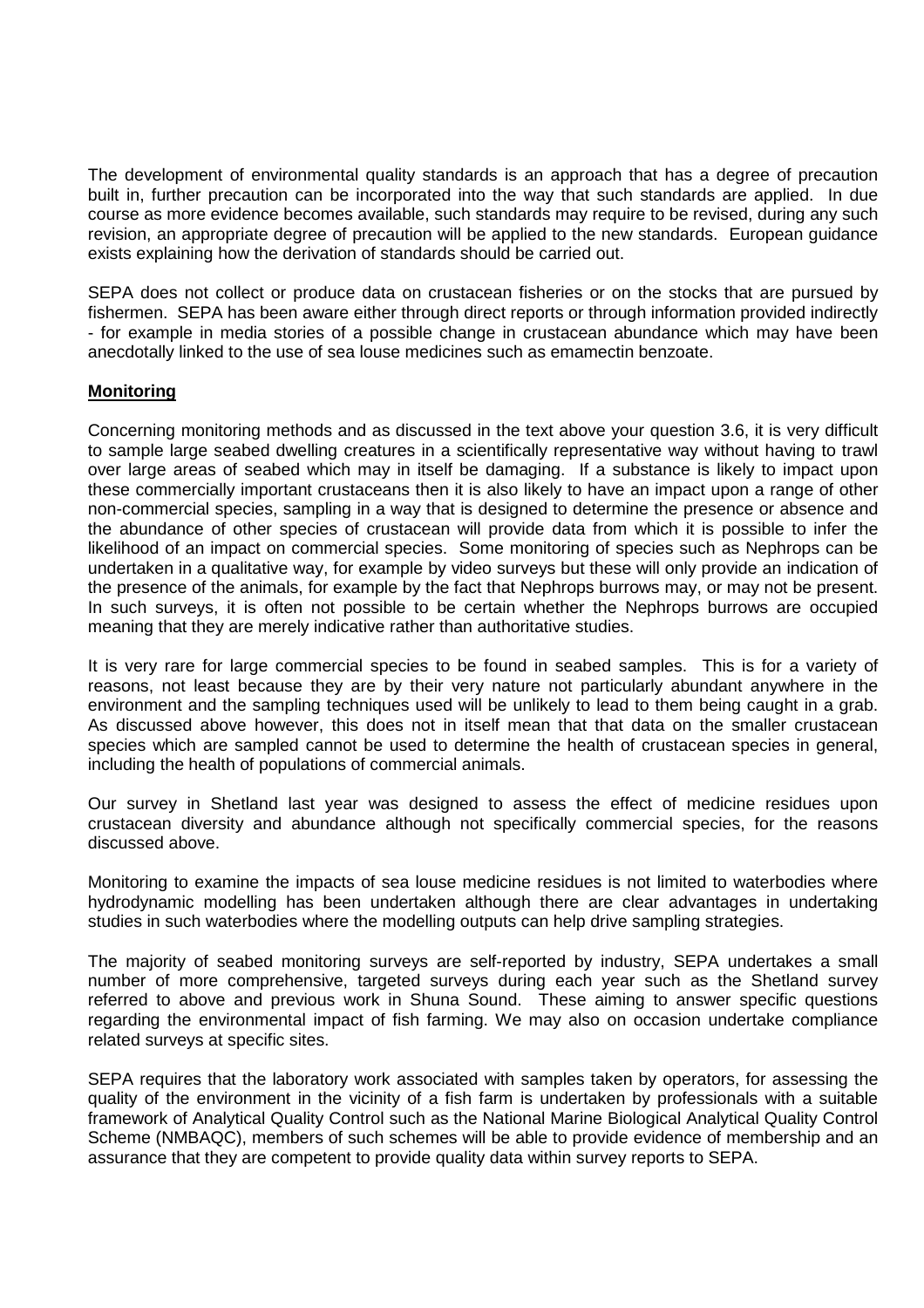The development of environmental quality standards is an approach that has a degree of precaution built in, further precaution can be incorporated into the way that such standards are applied. In due course as more evidence becomes available, such standards may require to be revised, during any such revision, an appropriate degree of precaution will be applied to the new standards. European guidance exists explaining how the derivation of standards should be carried out.

SEPA does not collect or produce data on crustacean fisheries or on the stocks that are pursued by fishermen. SEPA has been aware either through direct reports or through information provided indirectly - for example in media stories of a possible change in crustacean abundance which may have been anecdotally linked to the use of sea louse medicines such as emamectin benzoate.

**Monitoring**

Concerning monitoring methods and as discussed in the text above your question 3.6, it is very difficult to sample large seabed dwelling creatures in a scientifically representative way without having to trawl over large areas of seabed which may in itself be damaging. If a substance is likely to impact upon these commercially important crustaceans then it is also likely to have an impact upon a range of other non-commercial species, sampling in a way that is designed to determine the presence or absence and the abundance of other species of crustacean will provide data from which it is possible to infer the likelihood of an impact on commercial species. Some monitoring of species such as Nephrops can be undertaken in a qualitative way, for example by video surveys but these will only provide an indication of the presence of the animals, for example by the fact that Nephrops burrows may, or may not be present. In such surveys, it is often not possible to be certain whether the Nephrops burrows are occupied meaning that they are merely indicative rather than authoritative studies.

It is very rare for large commercial species to be found in seabed samples. This is for a variety of reasons, not least because they are by their very nature not particularly abundant anywhere in the environment and the sampling techniques used will be unlikely to lead to them being caught in a grab. As discussed above however, this does not in itself mean that that data on the smaller crustacean species which are sampled cannot be used to determine the health of crustacean species in general, including the health of populations of commercial animals.

Our survey in Shetland last year was designed to assess the effect of medicine residues upon crustacean diversity and abundance although not specifically commercial species, for the reasons discussed above.

Monitoring to examine the impacts of sea louse medicine residues is not limited to waterbodies where hydrodynamic modelling has been undertaken although there are clear advantages in undertaking studies in such waterbodies where the modelling outputs can help drive sampling strategies.

The majority of seabed monitoring surveys are self-reported by industry, SEPA undertakes a small number of more comprehensive, targeted surveys during each year such as the Shetland survey referred to above and previous work in Shuna Sound. These aiming to answer specific questions regarding the environmental impact of fish farming. We may also on occasion undertake compliance related surveys at specific sites.

SEPA requires that the laboratory work associated with samples taken by operators, for assessing the quality of the environment in the vicinity of a fish farm is undertaken by professionals with a suitable framework of Analytical Quality Control such as the National Marine Biological Analytical Quality Control Scheme (NMBAQC), members of such schemes will be able to provide evidence of membership and an assurance that they are competent to provide quality data within survey reports to SEPA.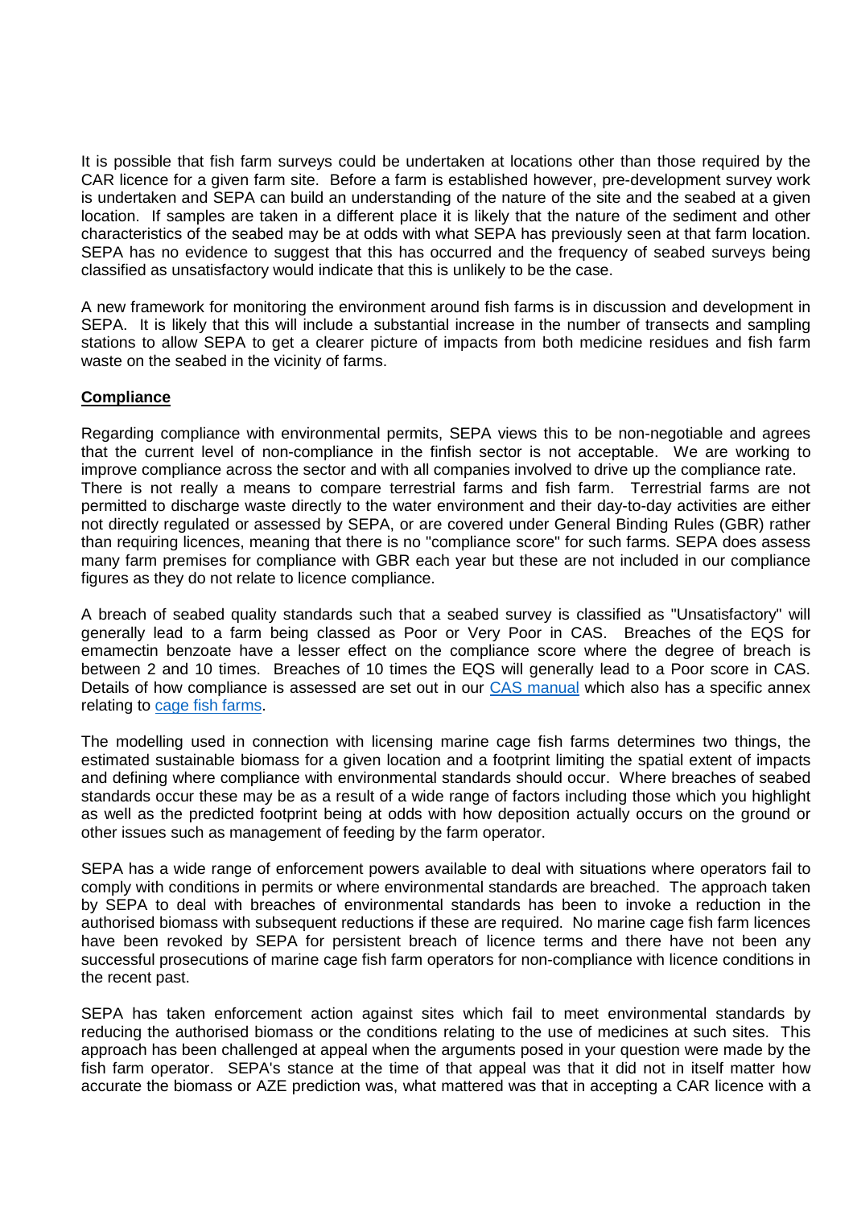It is possible that fish farm surveys could be undertaken at locations other than those required by the CAR licence for a given farm site. Before a farm is established however, pre-development survey work is undertaken and SEPA can build an understanding of the nature of the site and the seabed at a given location. If samples are taken in a different place it is likely that the nature of the sediment and other characteristics of the seabed may be at odds with what SEPA has previously seen at that farm location. SEPA has no evidence to suggest that this has occurred and the frequency of seabed surveys being classified as unsatisfactory would indicate that this is unlikely to be the case.

A new framework for monitoring the environment around fish farms is in discussion and development in SEPA. It is likely that this will include a substantial increase in the number of transects and sampling stations to allow SEPA to get a clearer picture of impacts from both medicine residues and fish farm waste on the seabed in the vicinity of farms.

**Compliance**

Regarding compliance with environmental permits, SEPA views this to be non-negotiable and agrees that the current level of non-compliance in the finfish sector is not acceptable. We are working to improve compliance across the sector and with all companies involved to drive up the compliance rate.
There is not really a means to compare terrestrial farms and fish farm. Terrestrial farms are not permitted to discharge waste directly to the water environment and their day-to-day activities are either not directly regulated or assessed by SEPA, or are covered under General Binding Rules (GBR) rather than requiring licences, meaning that there is no "compliance score" for such farms. SEPA does assess many farm premises for compliance with GBR each year but these are not included in our compliance figures as they do not relate to licence compliance.

A breach of seabed quality standards such that a seabed survey is classified as "Unsatisfactory" will generally lead to a farm being classed as Poor or Very Poor in CAS. Breaches of the EQS for emamectin benzoate have a lesser effect on the compliance score where the degree of breach is between 2 and 10 times. Breaches of 10 times the EQS will generally lead to a Poor score in CAS. Details of how compliance is assessed are set out in our [CAS manual] which also has a specific annex relating to [cage fish farms].

The modelling used in connection with licensing marine cage fish farms determines two things, the estimated sustainable biomass for a given location and a footprint limiting the spatial extent of impacts and defining where compliance with environmental standards should occur. Where breaches of seabed standards occur these may be as a result of a wide range of factors including those which you highlight as well as the predicted footprint being at odds with how deposition actually occurs on the ground or other issues such as management of feeding by the farm operator.

SEPA has a wide range of enforcement powers available to deal with situations where operators fail to comply with conditions in permits or where environmental standards are breached. The approach taken by SEPA to deal with breaches of environmental standards has been to invoke a reduction in the authorised biomass with subsequent reductions if these are required. No marine cage fish farm licences have been revoked by SEPA for persistent breach of licence terms and there have not been any successful prosecutions of marine cage fish farm operators for non-compliance with licence conditions in the recent past.

SEPA has taken enforcement action against sites which fail to meet environmental standards by reducing the authorised biomass or the conditions relating to the use of medicines at such sites. This approach has been challenged at appeal when the arguments posed in your question were made by the fish farm operator. SEPA's stance at the time of that appeal was that it did not in itself matter how accurate the biomass or AZE prediction was, what mattered was that in accepting a CAR licence with a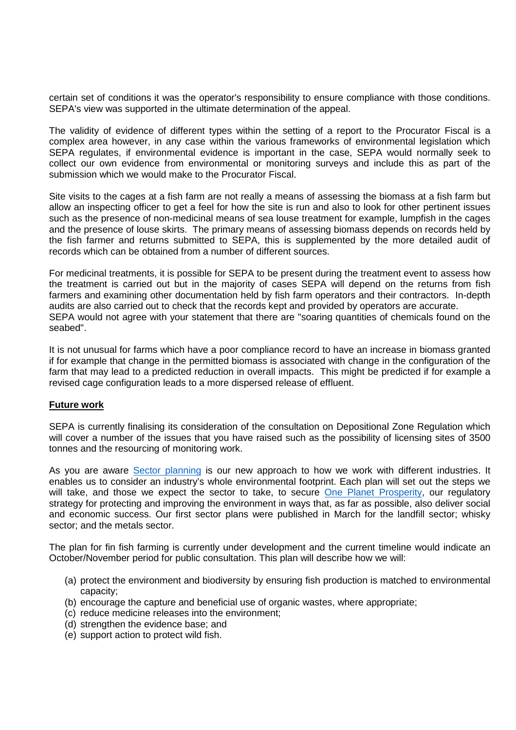certain set of conditions it was the operator's responsibility to ensure compliance with those conditions. SEPA's view was supported in the ultimate determination of the appeal.

The validity of evidence of different types within the setting of a report to the Procurator Fiscal is a complex area however, in any case within the various frameworks of environmental legislation which SEPA regulates, if environmental evidence is important in the case, SEPA would normally seek to collect our own evidence from environmental or monitoring surveys and include this as part of the submission which we would make to the Procurator Fiscal.

Site visits to the cages at a fish farm are not really a means of assessing the biomass at a fish farm but allow an inspecting officer to get a feel for how the site is run and also to look for other pertinent issues such as the presence of non-medicinal means of sea louse treatment for example, lumpfish in the cages and the presence of louse skirts. The primary means of assessing biomass depends on records held by the fish farmer and returns submitted to SEPA, this is supplemented by the more detailed audit of records which can be obtained from a number of different sources.

For medicinal treatments, it is possible for SEPA to be present during the treatment event to assess how the treatment is carried out but in the majority of cases SEPA will depend on the returns from fish farmers and examining other documentation held by fish farm operators and their contractors. In-depth audits are also carried out to check that the records kept and provided by operators are accurate.
SEPA would not agree with your statement that there are "soaring quantities of chemicals found on the seabed".

It is not unusual for farms which have a poor compliance record to have an increase in biomass granted if for example that change in the permitted biomass is associated with change in the configuration of the farm that may lead to a predicted reduction in overall impacts. This might be predicted if for example a revised cage configuration leads to a more dispersed release of effluent.

**Future work**

SEPA is currently finalising its consideration of the consultation on Depositional Zone Regulation which will cover a number of the issues that you have raised such as the possibility of licensing sites of 3500 tonnes and the resourcing of monitoring work.

As you are aware Sector planning is our new approach to how we work with different industries. It enables us to consider an industry's whole environmental footprint. Each plan will set out the steps we will take, and those we expect the sector to take, to secure One Planet Prosperity, our regulatory strategy for protecting and improving the environment in ways that, as far as possible, also deliver social and economic success. Our first sector plans were published in March for the landfill sector; whisky sector; and the metals sector.

The plan for fin fish farming is currently under development and the current timeline would indicate an October/November period for public consultation. This plan will describe how we will:

(a) protect the environment and biodiversity by ensuring fish production is matched to environmental capacity;
(b) encourage the capture and beneficial use of organic wastes, where appropriate;
(c) reduce medicine releases into the environment;
(d) strengthen the evidence base; and
(e) support action to protect wild fish.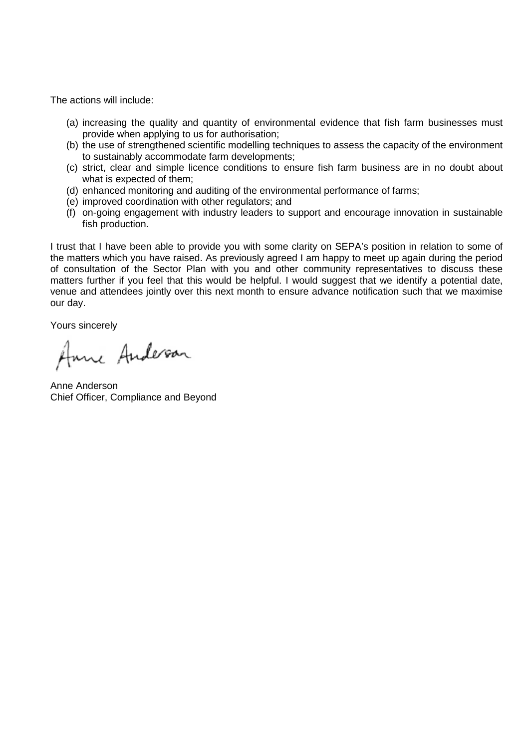The actions will include:

(a) increasing the quality and quantity of environmental evidence that fish farm businesses must provide when applying to us for authorisation;
(b) the use of strengthened scientific modelling techniques to assess the capacity of the environment to sustainably accommodate farm developments;
(c) strict, clear and simple licence conditions to ensure fish farm business are in no doubt about what is expected of them;
(d) enhanced monitoring and auditing of the environmental performance of farms;
(e) improved coordination with other regulators; and
(f) on-going engagement with industry leaders to support and encourage innovation in sustainable fish production.

I trust that I have been able to provide you with some clarity on SEPA's position in relation to some of the matters which you have raised. As previously agreed I am happy to meet up again during the period of consultation of the Sector Plan with you and other community representatives to discuss these matters further if you feel that this would be helpful. I would suggest that we identify a potential date, venue and attendees jointly over this next month to ensure advance notification such that we maximise our day.

Yours sincerely

Anne Anderson

Anne Anderson
Chief Officer, Compliance and Beyond